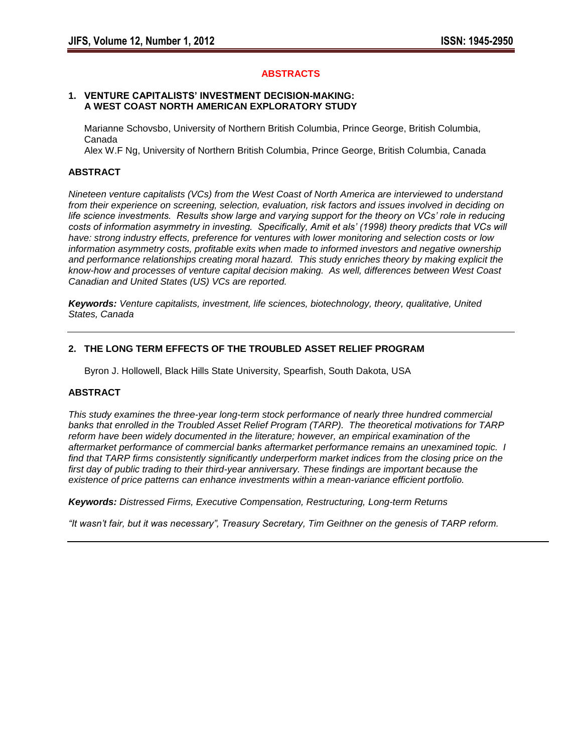# ABSTRACTS

## 1. VENTURE CAPITALISTS' INVESTMENT DECISION-MAKING: A WEST COAST NORTH AMERICAN EXPLORATORY STUDY

Marianne Schovsbo, University of Northern British Columbia, Prince George, British Columbia, Canada
Alex W.F Ng, University of Northern British Columbia, Prince George, British Columbia, Canada

### ABSTRACT

*Nineteen venture capitalists (VCs) from the West Coast of North America are interviewed to understand from their experience on screening, selection, evaluation, risk factors and issues involved in deciding on life science investments. Results show large and varying support for the theory on VCs' role in reducing costs of information asymmetry in investing. Specifically, Amit et als' (1998) theory predicts that VCs will have: strong industry effects, preference for ventures with lower monitoring and selection costs or low information asymmetry costs, profitable exits when made to informed investors and negative ownership and performance relationships creating moral hazard. This study enriches theory by making explicit the know-how and processes of venture capital decision making. As well, differences between West Coast Canadian and United States (US) VCs are reported.*

***Keywords:*** *Venture capitalists, investment, life sciences, biotechnology, theory, qualitative, United States, Canada*

---

## 2. THE LONG TERM EFFECTS OF THE TROUBLED ASSET RELIEF PROGRAM

Byron J. Hollowell, Black Hills State University, Spearfish, South Dakota, USA

### ABSTRACT

*This study examines the three-year long-term stock performance of nearly three hundred commercial banks that enrolled in the Troubled Asset Relief Program (TARP). The theoretical motivations for TARP reform have been widely documented in the literature; however, an empirical examination of the aftermarket performance of commercial banks aftermarket performance remains an unexamined topic. I find that TARP firms consistently significantly underperform market indices from the closing price on the first day of public trading to their third-year anniversary. These findings are important because the existence of price patterns can enhance investments within a mean-variance efficient portfolio.*

***Keywords:*** *Distressed Firms, Executive Compensation, Restructuring, Long-term Returns*

*"It wasn't fair, but it was necessary", Treasury Secretary, Tim Geithner on the genesis of TARP reform.*

---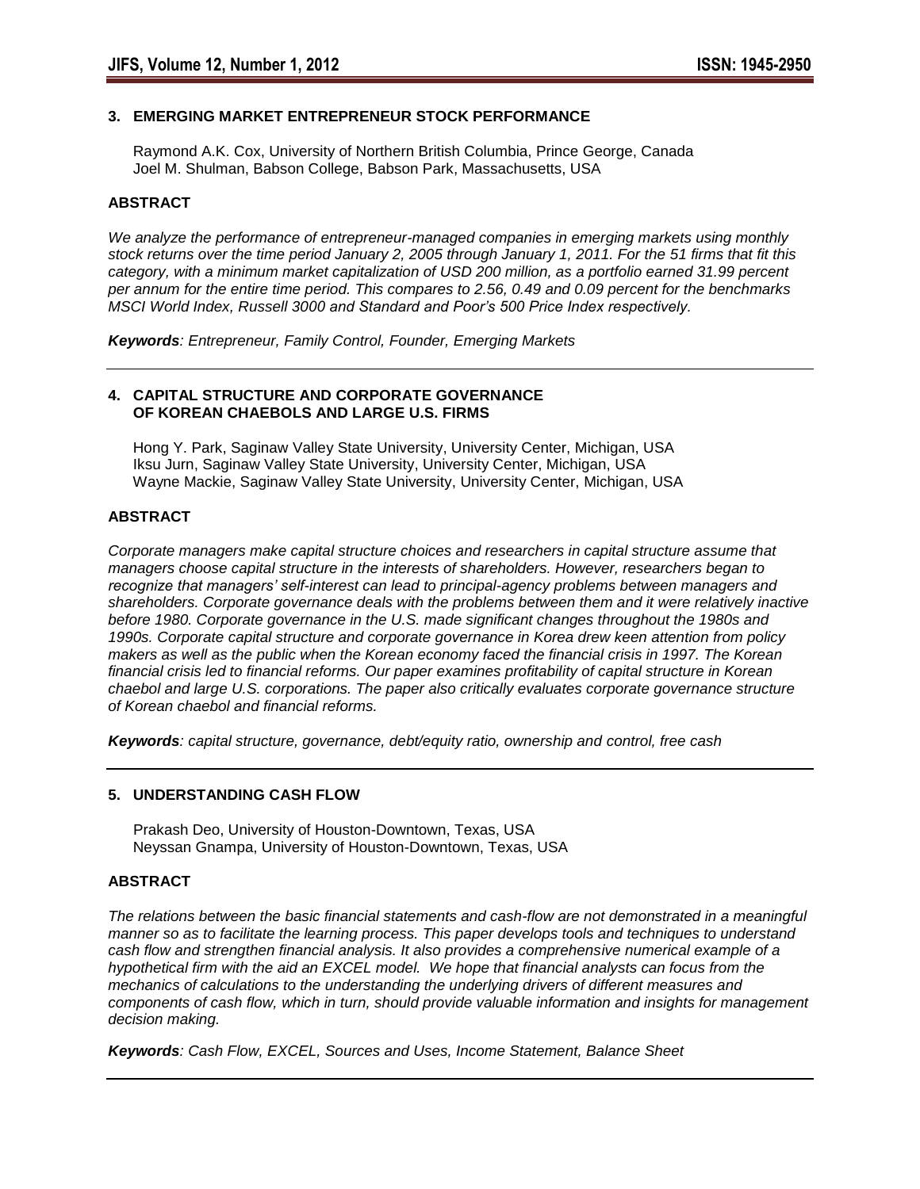### 3. EMERGING MARKET ENTREPRENEUR STOCK PERFORMANCE

Raymond A.K. Cox, University of Northern British Columbia, Prince George, Canada
Joel M. Shulman, Babson College, Babson Park, Massachusetts, USA

**ABSTRACT**

*We analyze the performance of entrepreneur-managed companies in emerging markets using monthly stock returns over the time period January 2, 2005 through January 1, 2011. For the 51 firms that fit this category, with a minimum market capitalization of USD 200 million, as a portfolio earned 31.99 percent per annum for the entire time period. This compares to 2.56, 0.49 and 0.09 percent for the benchmarks MSCI World Index, Russell 3000 and Standard and Poor's 500 Price Index respectively.*

***Keywords****: Entrepreneur, Family Control, Founder, Emerging Markets*

---

### 4. CAPITAL STRUCTURE AND CORPORATE GOVERNANCE OF KOREAN CHAEBOLS AND LARGE U.S. FIRMS

Hong Y. Park, Saginaw Valley State University, University Center, Michigan, USA
Iksu Jurn, Saginaw Valley State University, University Center, Michigan, USA
Wayne Mackie, Saginaw Valley State University, University Center, Michigan, USA

**ABSTRACT**

*Corporate managers make capital structure choices and researchers in capital structure assume that managers choose capital structure in the interests of shareholders. However, researchers began to recognize that managers' self-interest can lead to principal-agency problems between managers and shareholders. Corporate governance deals with the problems between them and it were relatively inactive before 1980. Corporate governance in the U.S. made significant changes throughout the 1980s and 1990s. Corporate capital structure and corporate governance in Korea drew keen attention from policy makers as well as the public when the Korean economy faced the financial crisis in 1997. The Korean financial crisis led to financial reforms. Our paper examines profitability of capital structure in Korean chaebol and large U.S. corporations. The paper also critically evaluates corporate governance structure of Korean chaebol and financial reforms.*

***Keywords****: capital structure, governance, debt/equity ratio, ownership and control, free cash*

---

### 5. UNDERSTANDING CASH FLOW

Prakash Deo, University of Houston-Downtown, Texas, USA
Neyssan Gnampa, University of Houston-Downtown, Texas, USA

**ABSTRACT**

*The relations between the basic financial statements and cash-flow are not demonstrated in a meaningful manner so as to facilitate the learning process. This paper develops tools and techniques to understand cash flow and strengthen financial analysis. It also provides a comprehensive numerical example of a hypothetical firm with the aid an EXCEL model. We hope that financial analysts can focus from the mechanics of calculations to the understanding the underlying drivers of different measures and components of cash flow, which in turn, should provide valuable information and insights for management decision making.*

***Keywords****: Cash Flow, EXCEL, Sources and Uses, Income Statement, Balance Sheet*

---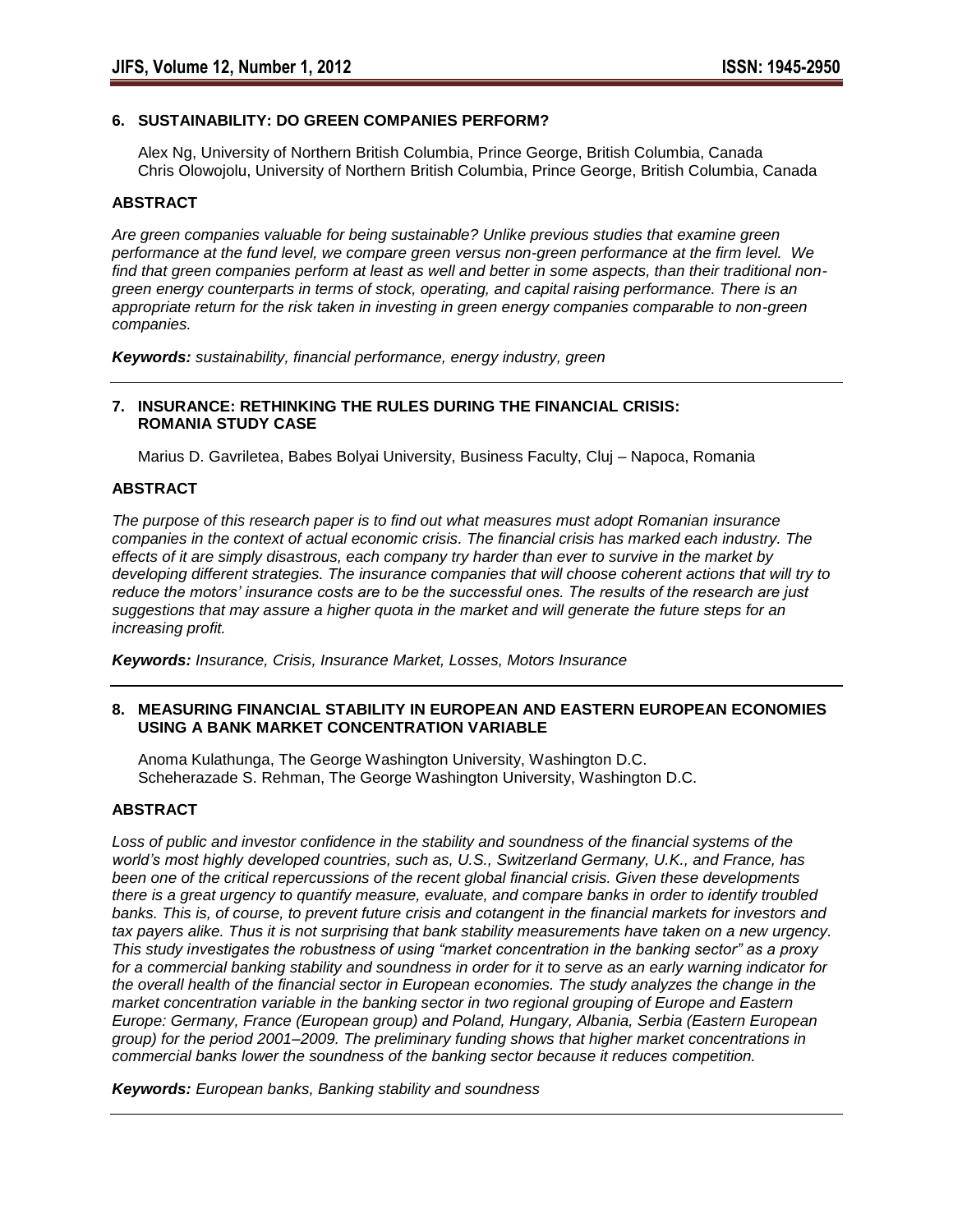## 6. SUSTAINABILITY: DO GREEN COMPANIES PERFORM?

Alex Ng, University of Northern British Columbia, Prince George, British Columbia, Canada
Chris Olowojolu, University of Northern British Columbia, Prince George, British Columbia, Canada

### ABSTRACT

*Are green companies valuable for being sustainable? Unlike previous studies that examine green performance at the fund level, we compare green versus non-green performance at the firm level. We find that green companies perform at least as well and better in some aspects, than their traditional non-green energy counterparts in terms of stock, operating, and capital raising performance. There is an appropriate return for the risk taken in investing in green energy companies comparable to non-green companies.*

***Keywords:*** *sustainability, financial performance, energy industry, green*

---

## 7. INSURANCE: RETHINKING THE RULES DURING THE FINANCIAL CRISIS: ROMANIA STUDY CASE

Marius D. Gavriletea, Babes Bolyai University, Business Faculty, Cluj – Napoca, Romania

### ABSTRACT

*The purpose of this research paper is to find out what measures must adopt Romanian insurance companies in the context of actual economic crisis. The financial crisis has marked each industry. The effects of it are simply disastrous, each company try harder than ever to survive in the market by developing different strategies. The insurance companies that will choose coherent actions that will try to reduce the motors' insurance costs are to be the successful ones. The results of the research are just suggestions that may assure a higher quota in the market and will generate the future steps for an increasing profit.*

***Keywords:*** *Insurance, Crisis, Insurance Market, Losses, Motors Insurance*

---

## 8. MEASURING FINANCIAL STABILITY IN EUROPEAN AND EASTERN EUROPEAN ECONOMIES USING A BANK MARKET CONCENTRATION VARIABLE

Anoma Kulathunga, The George Washington University, Washington D.C.
Scheherazade S. Rehman, The George Washington University, Washington D.C.

### ABSTRACT

*Loss of public and investor confidence in the stability and soundness of the financial systems of the world's most highly developed countries, such as, U.S., Switzerland Germany, U.K., and France, has been one of the critical repercussions of the recent global financial crisis. Given these developments there is a great urgency to quantify measure, evaluate, and compare banks in order to identify troubled banks. This is, of course, to prevent future crisis and cotangent in the financial markets for investors and tax payers alike. Thus it is not surprising that bank stability measurements have taken on a new urgency. This study investigates the robustness of using "market concentration in the banking sector" as a proxy for a commercial banking stability and soundness in order for it to serve as an early warning indicator for the overall health of the financial sector in European economies. The study analyzes the change in the market concentration variable in the banking sector in two regional grouping of Europe and Eastern Europe: Germany, France (European group) and Poland, Hungary, Albania, Serbia (Eastern European group) for the period 2001–2009. The preliminary funding shows that higher market concentrations in commercial banks lower the soundness of the banking sector because it reduces competition.*

***Keywords:*** *European banks, Banking stability and soundness*

---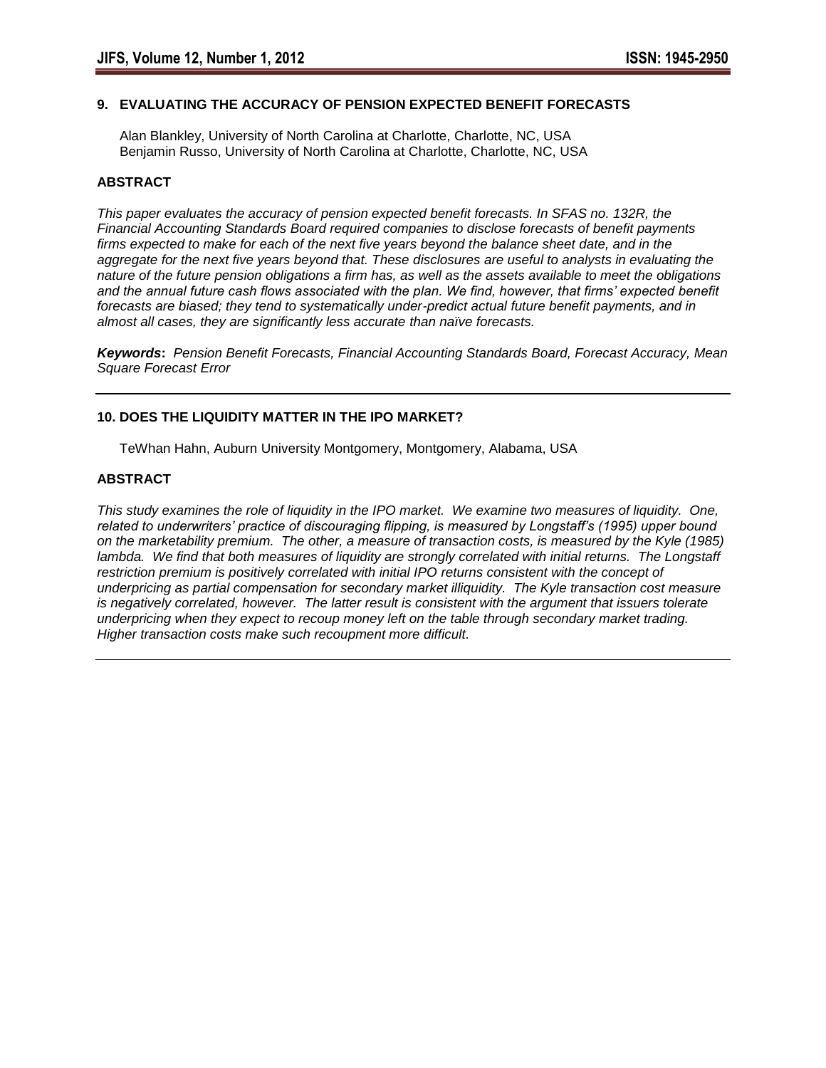## 9. EVALUATING THE ACCURACY OF PENSION EXPECTED BENEFIT FORECASTS

Alan Blankley, University of North Carolina at Charlotte, Charlotte, NC, USA
Benjamin Russo, University of North Carolina at Charlotte, Charlotte, NC, USA

### ABSTRACT

*This paper evaluates the accuracy of pension expected benefit forecasts. In SFAS no. 132R, the Financial Accounting Standards Board required companies to disclose forecasts of benefit payments firms expected to make for each of the next five years beyond the balance sheet date, and in the aggregate for the next five years beyond that. These disclosures are useful to analysts in evaluating the nature of the future pension obligations a firm has, as well as the assets available to meet the obligations and the annual future cash flows associated with the plan. We find, however, that firms' expected benefit forecasts are biased; they tend to systematically under-predict actual future benefit payments, and in almost all cases, they are significantly less accurate than naïve forecasts.*

***Keywords*:** *Pension Benefit Forecasts, Financial Accounting Standards Board, Forecast Accuracy, Mean Square Forecast Error*

---

## 10. DOES THE LIQUIDITY MATTER IN THE IPO MARKET?

TeWhan Hahn, Auburn University Montgomery, Montgomery, Alabama, USA

### ABSTRACT

*This study examines the role of liquidity in the IPO market. We examine two measures of liquidity. One, related to underwriters' practice of discouraging flipping, is measured by Longstaff's (1995) upper bound on the marketability premium. The other, a measure of transaction costs, is measured by the Kyle (1985) lambda. We find that both measures of liquidity are strongly correlated with initial returns. The Longstaff restriction premium is positively correlated with initial IPO returns consistent with the concept of underpricing as partial compensation for secondary market illiquidity. The Kyle transaction cost measure is negatively correlated, however. The latter result is consistent with the argument that issuers tolerate underpricing when they expect to recoup money left on the table through secondary market trading. Higher transaction costs make such recoupment more difficult.*

---